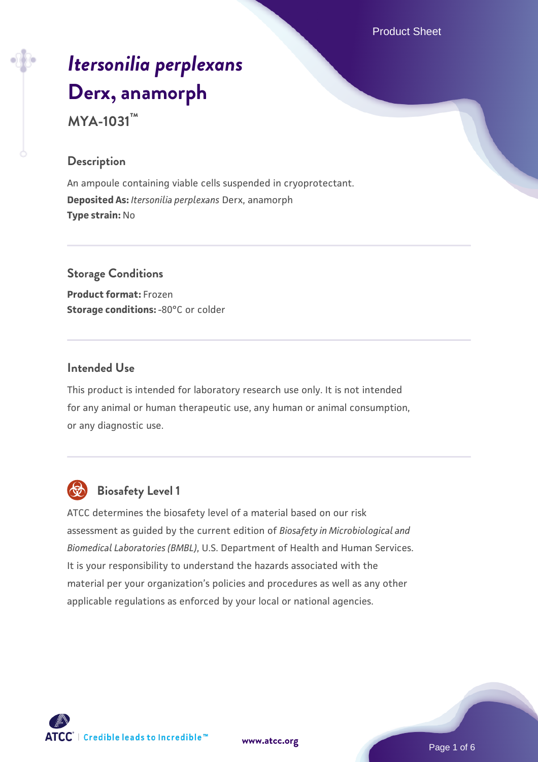# *Itersonilia perplexans* Derx, anamorph

**MYA-1031™**

## Description

An ampoule containing viable cells suspended in cryoprotectant.

**Deposited As:** *Itersonilia perplexans* Derx, anamorph

**Type strain:** No

## Storage Conditions

**Product format:** Frozen

**Storage conditions:** -80°C or colder

## Intended Use

This product is intended for laboratory research use only. It is not intended for any animal or human therapeutic use, any human or animal consumption, or any diagnostic use.

## Biosafety Level 1

ATCC determines the biosafety level of a material based on our risk assessment as guided by the current edition of *Biosafety in Microbiological and Biomedical Laboratories (BMBL)*, U.S. Department of Health and Human Services. It is your responsibility to understand the hazards associated with the material per your organization's policies and procedures as well as any other applicable regulations as enforced by your local or national agencies.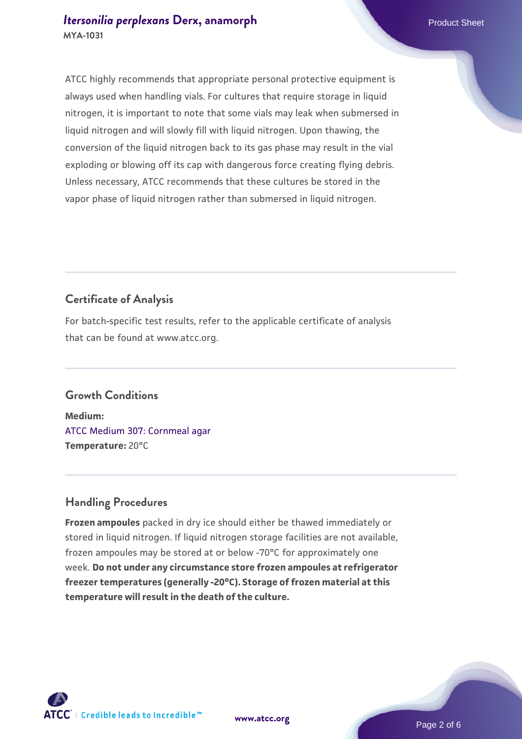ATCC highly recommends that appropriate personal protective equipment is always used when handling vials. For cultures that require storage in liquid nitrogen, it is important to note that some vials may leak when submersed in liquid nitrogen and will slowly fill with liquid nitrogen. Upon thawing, the conversion of the liquid nitrogen back to its gas phase may result in the vial exploding or blowing off its cap with dangerous force creating flying debris. Unless necessary, ATCC recommends that these cultures be stored in the vapor phase of liquid nitrogen rather than submersed in liquid nitrogen.

## Certificate of Analysis

For batch-specific test results, refer to the applicable certificate of analysis that can be found at www.atcc.org.

## Growth Conditions

**Medium:**
ATCC Medium 307: Cornmeal agar
**Temperature:** 20°C

## Handling Procedures

**Frozen ampoules** packed in dry ice should either be thawed immediately or stored in liquid nitrogen. If liquid nitrogen storage facilities are not available, frozen ampoules may be stored at or below -70°C for approximately one week. **Do not under any circumstance store frozen ampoules at refrigerator freezer temperatures (generally -20°C). Storage of frozen material at this temperature will result in the death of the culture.**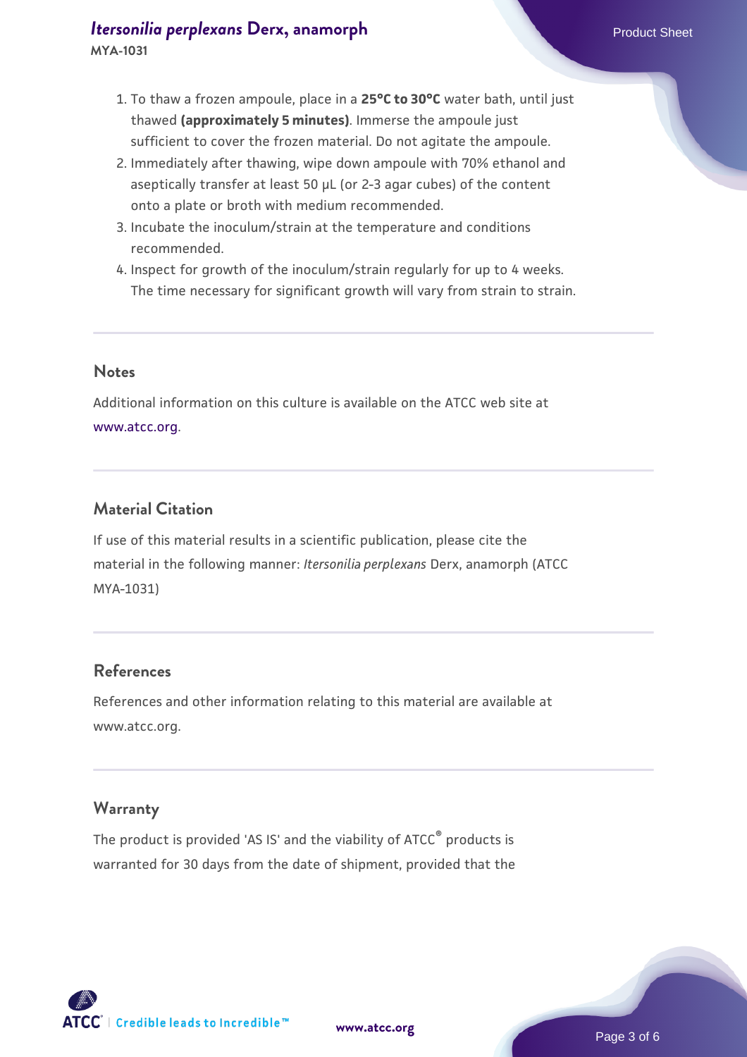1. To thaw a frozen ampoule, place in a **25°C to 30°C** water bath, until just thawed **(approximately 5 minutes)**. Immerse the ampoule just sufficient to cover the frozen material. Do not agitate the ampoule.
2. Immediately after thawing, wipe down ampoule with 70% ethanol and aseptically transfer at least 50 µL (or 2-3 agar cubes) of the content onto a plate or broth with medium recommended.
3. Incubate the inoculum/strain at the temperature and conditions recommended.
4. Inspect for growth of the inoculum/strain regularly for up to 4 weeks. The time necessary for significant growth will vary from strain to strain.

## Notes

Additional information on this culture is available on the ATCC web site at www.atcc.org.

## Material Citation

If use of this material results in a scientific publication, please cite the material in the following manner: *Itersonilia perplexans* Derx, anamorph (ATCC MYA-1031)

## References

References and other information relating to this material are available at www.atcc.org.

## Warranty

The product is provided 'AS IS' and the viability of ATCC® products is warranted for 30 days from the date of shipment, provided that the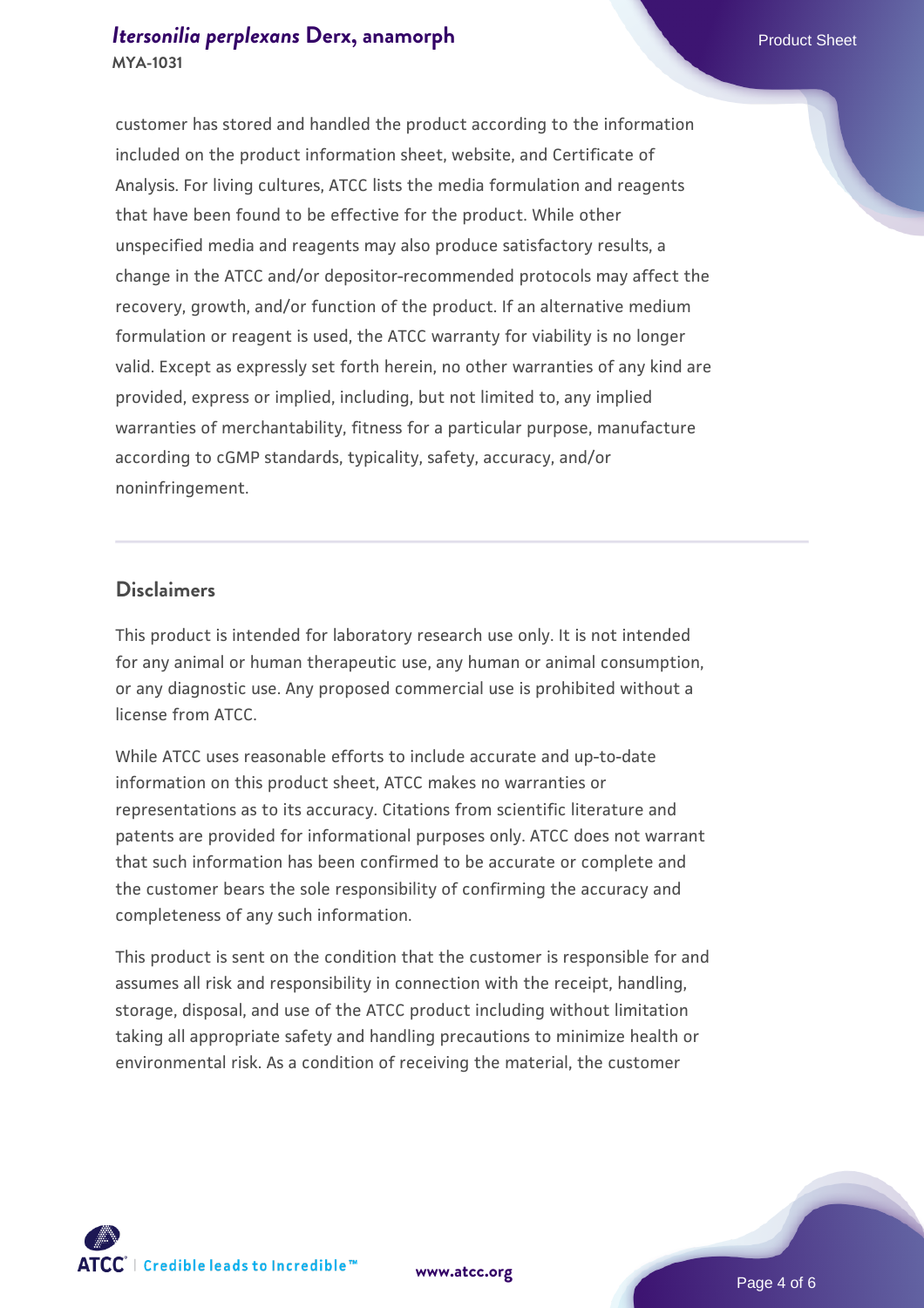customer has stored and handled the product according to the information included on the product information sheet, website, and Certificate of Analysis. For living cultures, ATCC lists the media formulation and reagents that have been found to be effective for the product. While other unspecified media and reagents may also produce satisfactory results, a change in the ATCC and/or depositor-recommended protocols may affect the recovery, growth, and/or function of the product. If an alternative medium formulation or reagent is used, the ATCC warranty for viability is no longer valid. Except as expressly set forth herein, no other warranties of any kind are provided, express or implied, including, but not limited to, any implied warranties of merchantability, fitness for a particular purpose, manufacture according to cGMP standards, typicality, safety, accuracy, and/or noninfringement.

## Disclaimers

This product is intended for laboratory research use only. It is not intended for any animal or human therapeutic use, any human or animal consumption, or any diagnostic use. Any proposed commercial use is prohibited without a license from ATCC.

While ATCC uses reasonable efforts to include accurate and up-to-date information on this product sheet, ATCC makes no warranties or representations as to its accuracy. Citations from scientific literature and patents are provided for informational purposes only. ATCC does not warrant that such information has been confirmed to be accurate or complete and the customer bears the sole responsibility of confirming the accuracy and completeness of any such information.

This product is sent on the condition that the customer is responsible for and assumes all risk and responsibility in connection with the receipt, handling, storage, disposal, and use of the ATCC product including without limitation taking all appropriate safety and handling precautions to minimize health or environmental risk. As a condition of receiving the material, the customer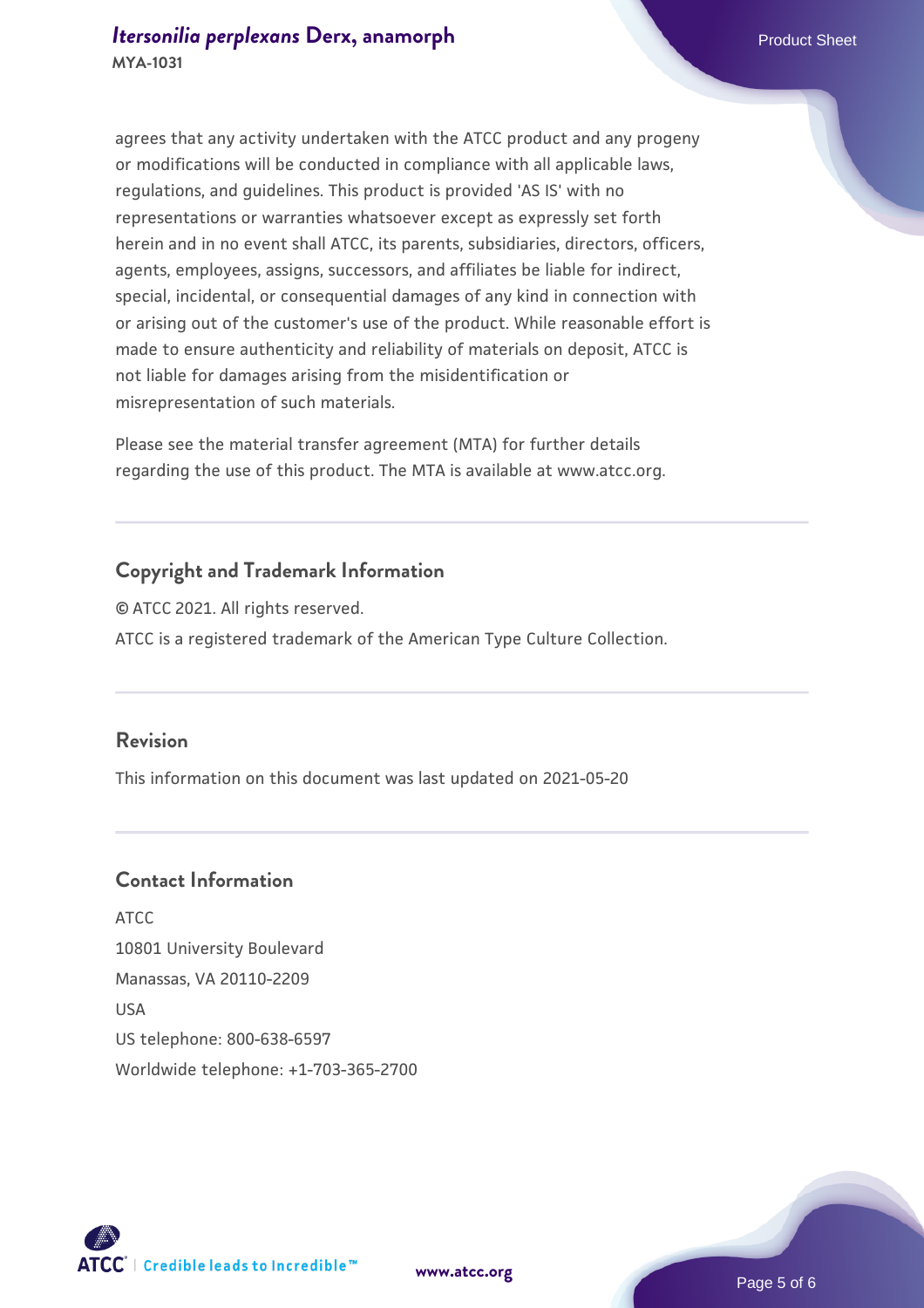agrees that any activity undertaken with the ATCC product and any progeny or modifications will be conducted in compliance with all applicable laws, regulations, and guidelines. This product is provided 'AS IS' with no representations or warranties whatsoever except as expressly set forth herein and in no event shall ATCC, its parents, subsidiaries, directors, officers, agents, employees, assigns, successors, and affiliates be liable for indirect, special, incidental, or consequential damages of any kind in connection with or arising out of the customer's use of the product. While reasonable effort is made to ensure authenticity and reliability of materials on deposit, ATCC is not liable for damages arising from the misidentification or misrepresentation of such materials.

Please see the material transfer agreement (MTA) for further details regarding the use of this product. The MTA is available at www.atcc.org.

## Copyright and Trademark Information

© ATCC 2021. All rights reserved.

ATCC is a registered trademark of the American Type Culture Collection.

## Revision

This information on this document was last updated on 2021-05-20

## Contact Information

ATCC
10801 University Boulevard
Manassas, VA 20110-2209
USA
US telephone: 800-638-6597
Worldwide telephone: +1-703-365-2700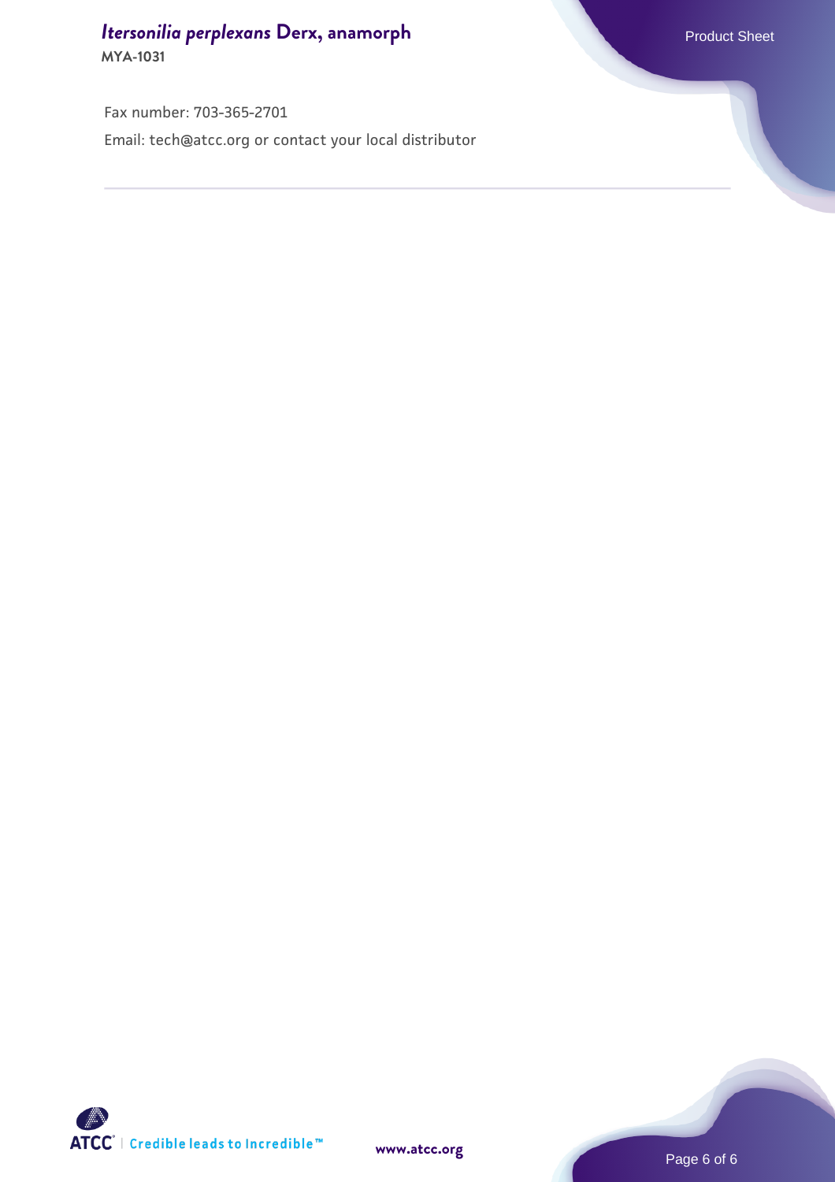Fax number: 703-365-2701

Email: tech@atcc.org or contact your local distributor